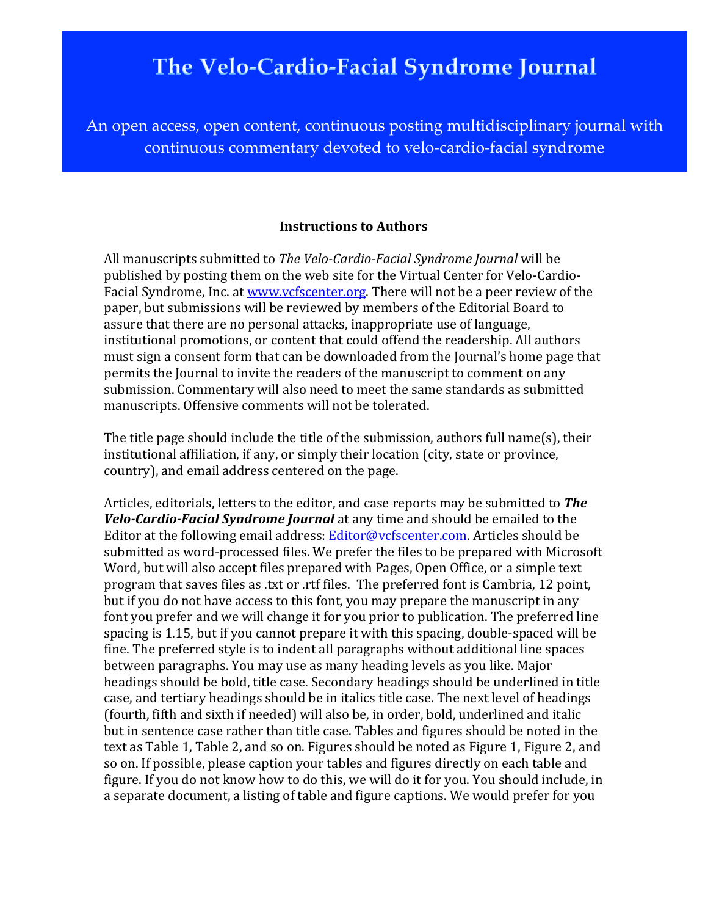# The Velo-Cardio-Facial Syndrome Journal

An open access, open content, continuous posting multidisciplinary journal with continuous commentary devoted to velo-cardio-facial syndrome

## Instructions to Authors

All manuscripts submitted to *The Velo-Cardio-Facial Syndrome Journal* will be published by posting them on the web site for the Virtual Center for Velo-Cardio-Facial Syndrome, Inc. at www.vcfscenter.org. There will not be a peer review of the paper, but submissions will be reviewed by members of the Editorial Board to assure that there are no personal attacks, inappropriate use of language, institutional promotions, or content that could offend the readership. All authors must sign a consent form that can be downloaded from the Journal's home page that permits the Journal to invite the readers of the manuscript to comment on any submission. Commentary will also need to meet the same standards as submitted manuscripts. Offensive comments will not be tolerated.

The title page should include the title of the submission, authors full name(s), their institutional affiliation, if any, or simply their location (city, state or province, country), and email address centered on the page.

Articles, editorials, letters to the editor, and case reports may be submitted to ***The Velo-Cardio-Facial Syndrome Journal*** at any time and should be emailed to the Editor at the following email address: Editor@vcfscenter.com. Articles should be submitted as word-processed files. We prefer the files to be prepared with Microsoft Word, but will also accept files prepared with Pages, Open Office, or a simple text program that saves files as .txt or .rtf files. The preferred font is Cambria, 12 point, but if you do not have access to this font, you may prepare the manuscript in any font you prefer and we will change it for you prior to publication. The preferred line spacing is 1.15, but if you cannot prepare it with this spacing, double-spaced will be fine. The preferred style is to indent all paragraphs without additional line spaces between paragraphs. You may use as many heading levels as you like. Major headings should be bold, title case. Secondary headings should be underlined in title case, and tertiary headings should be in italics title case. The next level of headings (fourth, fifth and sixth if needed) will also be, in order, bold, underlined and italic but in sentence case rather than title case. Tables and figures should be noted in the text as Table 1, Table 2, and so on. Figures should be noted as Figure 1, Figure 2, and so on. If possible, please caption your tables and figures directly on each table and figure. If you do not know how to do this, we will do it for you. You should include, in a separate document, a listing of table and figure captions. We would prefer for you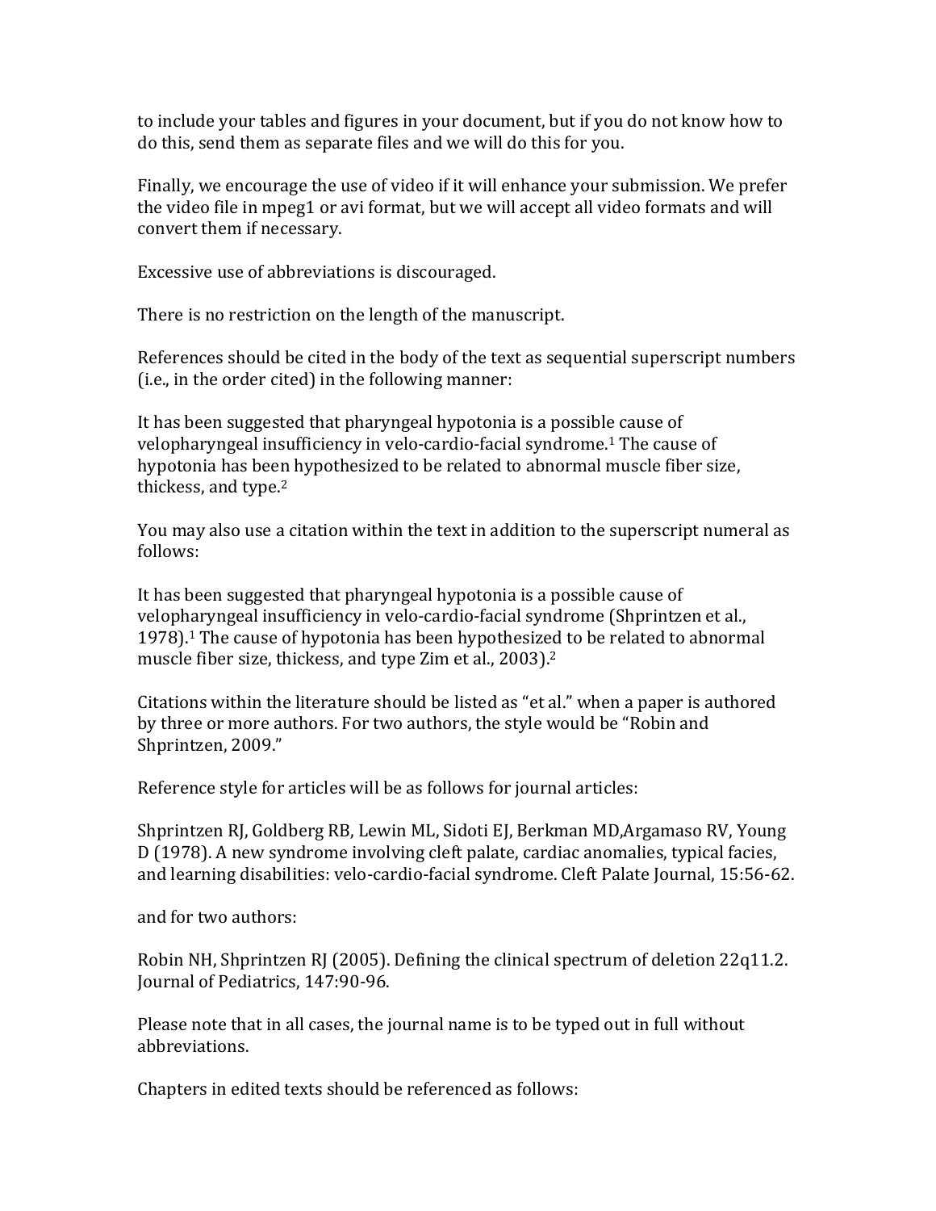to include your tables and figures in your document, but if you do not know how to do this, send them as separate files and we will do this for you.

Finally, we encourage the use of video if it will enhance your submission. We prefer the video file in mpeg1 or avi format, but we will accept all video formats and will convert them if necessary.

Excessive use of abbreviations is discouraged.

There is no restriction on the length of the manuscript.

References should be cited in the body of the text as sequential superscript numbers (i.e., in the order cited) in the following manner:

It has been suggested that pharyngeal hypotonia is a possible cause of velopharyngeal insufficiency in velo-cardio-facial syndrome.[1] The cause of hypotonia has been hypothesized to be related to abnormal muscle fiber size, thickess, and type.[2]

You may also use a citation within the text in addition to the superscript numeral as follows:

It has been suggested that pharyngeal hypotonia is a possible cause of velopharyngeal insufficiency in velo-cardio-facial syndrome (Shprintzen et al., 1978).[1] The cause of hypotonia has been hypothesized to be related to abnormal muscle fiber size, thickess, and type Zim et al., 2003).[2]

Citations within the literature should be listed as "et al." when a paper is authored by three or more authors. For two authors, the style would be "Robin and Shprintzen, 2009."

Reference style for articles will be as follows for journal articles:

Shprintzen RJ, Goldberg RB, Lewin ML, Sidoti EJ, Berkman MD,Argamaso RV, Young D (1978). A new syndrome involving cleft palate, cardiac anomalies, typical facies, and learning disabilities: velo-cardio-facial syndrome. Cleft Palate Journal, 15:56-62.

and for two authors:

Robin NH, Shprintzen RJ (2005). Defining the clinical spectrum of deletion 22q11.2. Journal of Pediatrics, 147:90-96.

Please note that in all cases, the journal name is to be typed out in full without abbreviations.

Chapters in edited texts should be referenced as follows: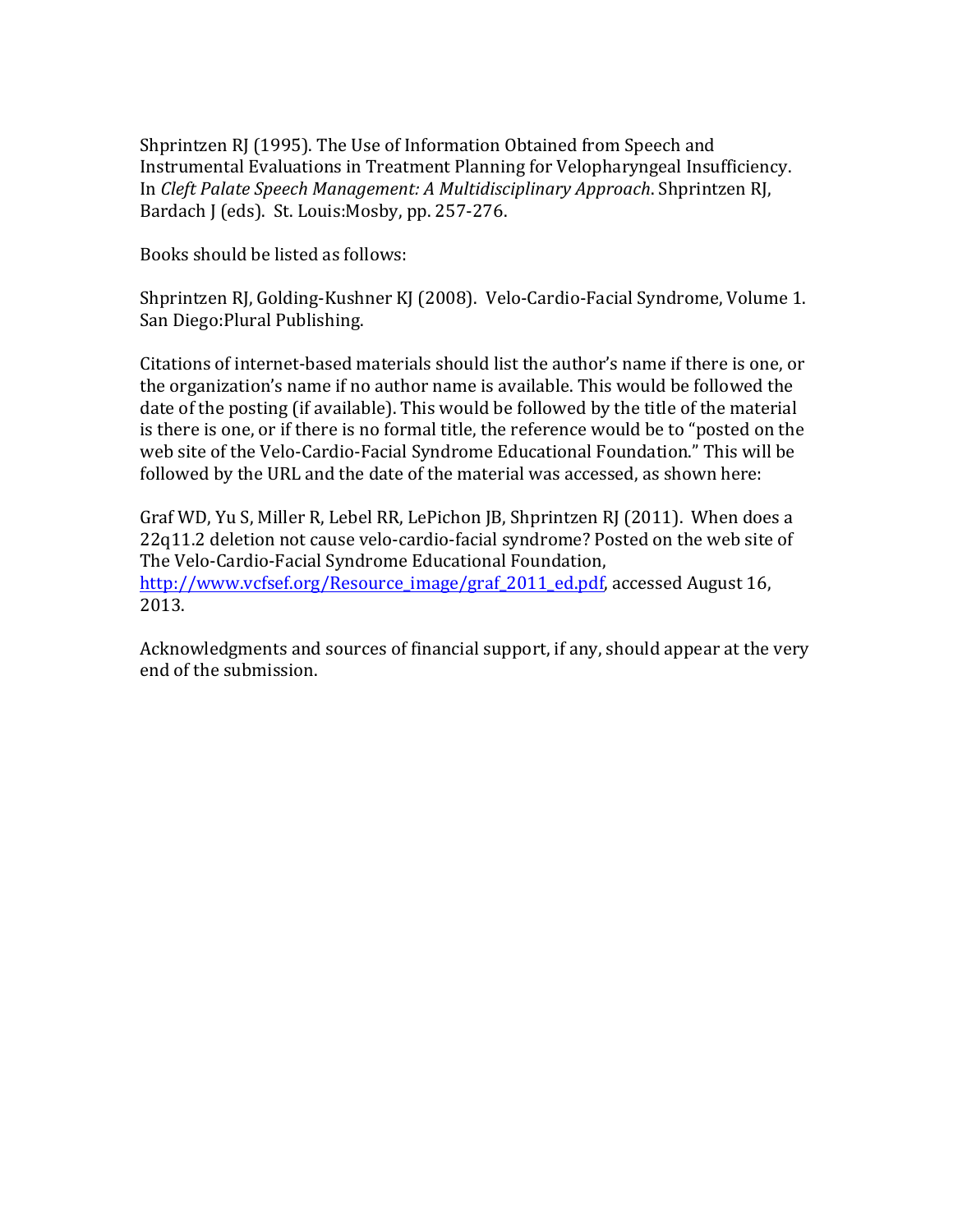Shprintzen RJ (1995). The Use of Information Obtained from Speech and Instrumental Evaluations in Treatment Planning for Velopharyngeal Insufficiency. In *Cleft Palate Speech Management: A Multidisciplinary Approach*. Shprintzen RJ, Bardach J (eds). St. Louis:Mosby, pp. 257-276.

Books should be listed as follows:

Shprintzen RJ, Golding-Kushner KJ (2008). Velo-Cardio-Facial Syndrome, Volume 1. San Diego:Plural Publishing.

Citations of internet-based materials should list the author's name if there is one, or the organization's name if no author name is available. This would be followed the date of the posting (if available). This would be followed by the title of the material is there is one, or if there is no formal title, the reference would be to "posted on the web site of the Velo-Cardio-Facial Syndrome Educational Foundation." This will be followed by the URL and the date of the material was accessed, as shown here:

Graf WD, Yu S, Miller R, Lebel RR, LePichon JB, Shprintzen RJ (2011). When does a 22q11.2 deletion not cause velo-cardio-facial syndrome? Posted on the web site of The Velo-Cardio-Facial Syndrome Educational Foundation, http://www.vcfsef.org/Resource_image/graf_2011_ed.pdf, accessed August 16, 2013.

Acknowledgments and sources of financial support, if any, should appear at the very end of the submission.